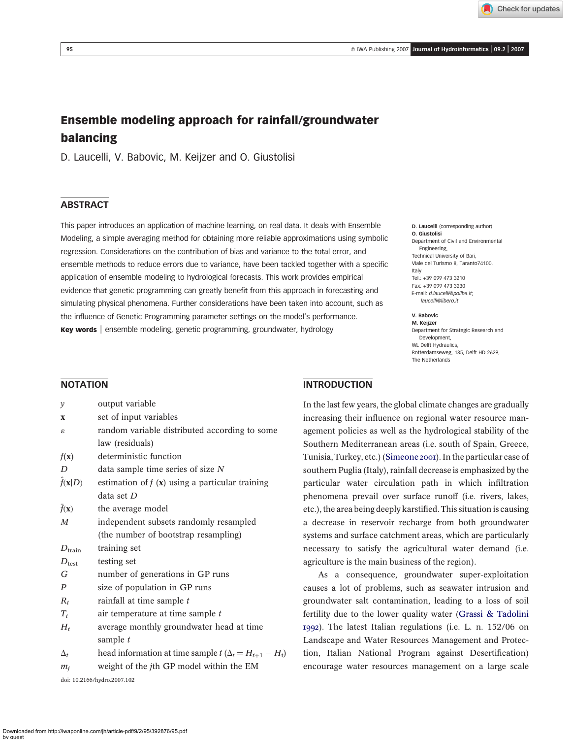# Ensemble modeling approach for rainfall/groundwater balancing

D. Laucelli, V. Babovic, M. Keijzer and O. Giustolisi

## ABSTRACT

This paper introduces an application of machine learning, on real data. It deals with Ensemble Modeling, a simple averaging method for obtaining more reliable approximations using symbolic regression. Considerations on the contribution of bias and variance to the total error, and ensemble methods to reduce errors due to variance, have been tackled together with a specific application of ensemble modeling to hydrological forecasts. This work provides empirical evidence that genetic programming can greatly benefit from this approach in forecasting and simulating physical phenomena. Further considerations have been taken into account, such as the influence of Genetic Programming parameter settings on the model's performance.

**Key words** | ensemble modeling, genetic programming, groundwater, hydrology

**D. Laucelli** (corresponding author)
**O. Giustolisi**
Department of Civil and Environmental Engineering,
Technical University of Bari,
Viale del Turismo 8, Taranto74100,
Italy
Tel.: +39 099 473 3210
Fax: +39 099 473 3230
E-mail: *d.laucelli@poliba.it*; *laucelli@libero.it*

**V. Babovic**
**M. Keijzer**
Department for Strategic Research and Development,
WL Delft Hydraulics,
Rotterdamseweg, 185, Delft HD 2629,
The Netherlands

## NOTATION

| | |
|---|---|
| $y$ | output variable |
| $\mathbf{x}$ | set of input variables |
| $\varepsilon$ | random variable distributed according to some law (residuals) |
| $f(\mathbf{x})$ | deterministic function |
| $D$ | data sample time series of size $N$ |
| $\hat{f}(\mathbf{x}\|D)$ | estimation of $f$ ($\mathbf{x}$) using a particular training data set $D$ |
| $\bar{f}(\mathbf{x})$ | the average model |
| $M$ | independent subsets randomly resampled (the number of bootstrap resampling) |
| $D_{\text{train}}$ | training set |
| $D_{\text{test}}$ | testing set |
| $G$ | number of generations in GP runs |
| $P$ | size of population in GP runs |
| $R_t$ | rainfall at time sample $t$ |
| $T_t$ | air temperature at time sample $t$ |
| $H_t$ | average monthly groundwater head at time sample $t$ |
| $\Delta_t$ | head information at time sample $t$ ($\Delta_t = H_{t+1} - H_t$) |
| $m_j$ | weight of the $j$th GP model within the EM |

doi: 10.2166/hydro.2007.102

## INTRODUCTION

In the last few years, the global climate changes are gradually increasing their influence on regional water resource management policies as well as the hydrological stability of the Southern Mediterranean areas (i.e. south of Spain, Greece, Tunisia, Turkey, etc.) (Simeone 2001). In the particular case of southern Puglia (Italy), rainfall decrease is emphasized by the particular water circulation path in which infiltration phenomena prevail over surface runoff (i.e. rivers, lakes, etc.), the area being deeply karstified. This situation is causing a decrease in reservoir recharge from both groundwater systems and surface catchment areas, which are particularly necessary to satisfy the agricultural water demand (i.e. agriculture is the main business of the region).

As a consequence, groundwater super-exploitation causes a lot of problems, such as seawater intrusion and groundwater salt contamination, leading to a loss of soil fertility due to the lower quality water (Grassi & Tadolini 1992). The latest Italian regulations (i.e. L. n. 152/06 on Landscape and Water Resources Management and Protection, Italian National Program against Desertification) encourage water resources management on a large scale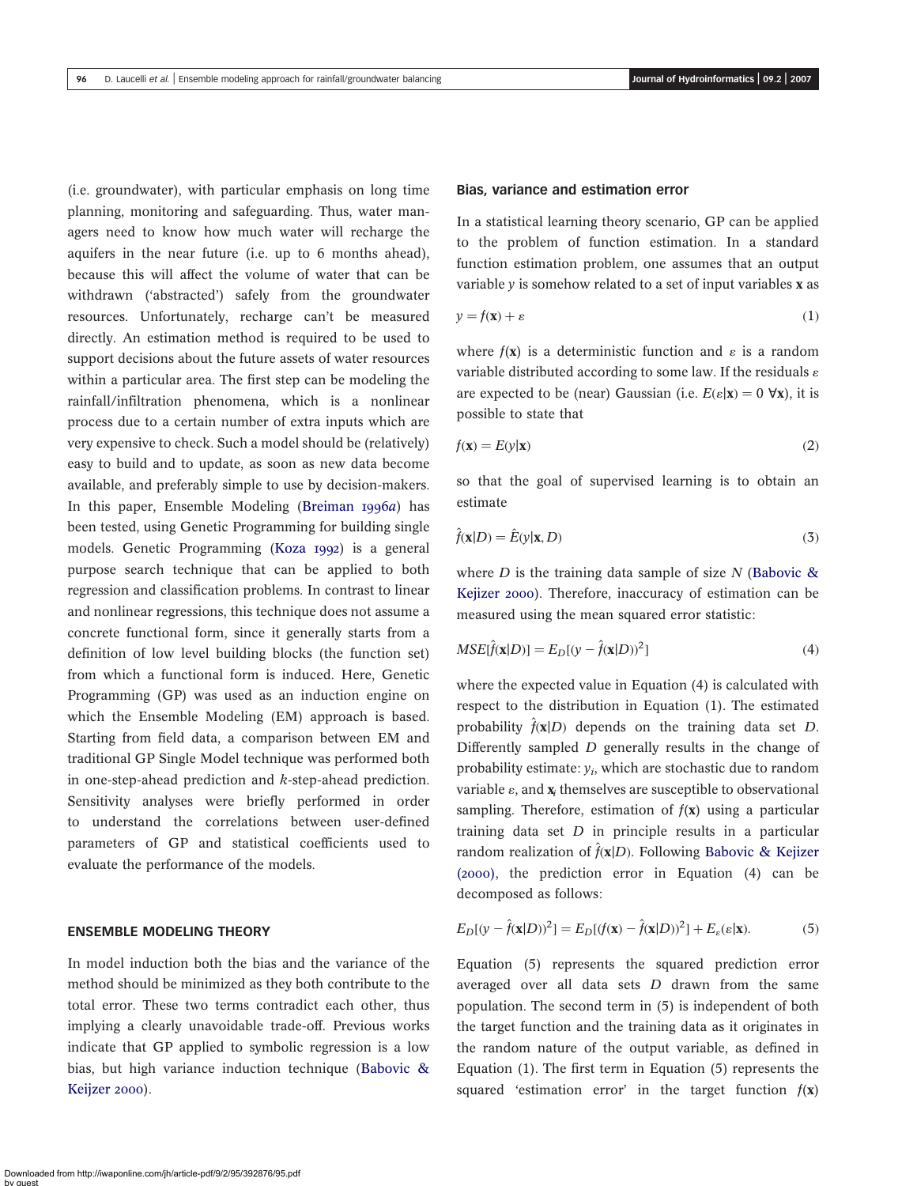(i.e. groundwater), with particular emphasis on long time planning, monitoring and safeguarding. Thus, water managers need to know how much water will recharge the aquifers in the near future (i.e. up to 6 months ahead), because this will affect the volume of water that can be withdrawn ('abstracted') safely from the groundwater resources. Unfortunately, recharge can't be measured directly. An estimation method is required to be used to support decisions about the future assets of water resources within a particular area. The first step can be modeling the rainfall/infiltration phenomena, which is a nonlinear process due to a certain number of extra inputs which are very expensive to check. Such a model should be (relatively) easy to build and to update, as soon as new data become available, and preferably simple to use by decision-makers. In this paper, Ensemble Modeling (Breiman 1996*a*) has been tested, using Genetic Programming for building single models. Genetic Programming (Koza 1992) is a general purpose search technique that can be applied to both regression and classification problems. In contrast to linear and nonlinear regressions, this technique does not assume a concrete functional form, since it generally starts from a definition of low level building blocks (the function set) from which a functional form is induced. Here, Genetic Programming (GP) was used as an induction engine on which the Ensemble Modeling (EM) approach is based. Starting from field data, a comparison between EM and traditional GP Single Model technique was performed both in one-step-ahead prediction and $k$-step-ahead prediction. Sensitivity analyses were briefly performed in order to understand the correlations between user-defined parameters of GP and statistical coefficients used to evaluate the performance of the models.

## ENSEMBLE MODELING THEORY

In model induction both the bias and the variance of the method should be minimized as they both contribute to the total error. These two terms contradict each other, thus implying a clearly unavoidable trade-off. Previous works indicate that GP applied to symbolic regression is a low bias, but high variance induction technique (Babovic & Keijzer 2000).

### Bias, variance and estimation error

In a statistical learning theory scenario, GP can be applied to the problem of function estimation. In a standard function estimation problem, one assumes that an output variable $y$ is somehow related to a set of input variables $\mathbf{x}$ as

$$y = f(\mathbf{x}) + \varepsilon \tag{1}$$

where $f(\mathbf{x})$ is a deterministic function and $\varepsilon$ is a random variable distributed according to some law. If the residuals $\varepsilon$ are expected to be (near) Gaussian (i.e. $E(\varepsilon|\mathbf{x}) = 0\ \forall \mathbf{x}$), it is possible to state that

$$f(\mathbf{x}) = E(y|\mathbf{x}) \tag{2}$$

so that the goal of supervised learning is to obtain an estimate

$$\hat{f}(\mathbf{x}|D) = \hat{E}(y|\mathbf{x}, D) \tag{3}$$

where $D$ is the training data sample of size $N$ (Babovic & Kejizer 2000). Therefore, inaccuracy of estimation can be measured using the mean squared error statistic:

$$MSE[\hat{f}(\mathbf{x}|D)] = E_D[(y - \hat{f}(\mathbf{x}|D))^2] \tag{4}$$

where the expected value in Equation (4) is calculated with respect to the distribution in Equation (1). The estimated probability $\hat{f}(\mathbf{x}|D)$ depends on the training data set $D$. Differently sampled $D$ generally results in the change of probability estimate: $y_i$, which are stochastic due to random variable $\varepsilon$, and $\mathbf{x}_i$ themselves are susceptible to observational sampling. Therefore, estimation of $f(\mathbf{x})$ using a particular training data set $D$ in principle results in a particular random realization of $\hat{f}(\mathbf{x}|D)$. Following Babovic & Kejizer (2000), the prediction error in Equation (4) can be decomposed as follows:

$$E_D[(y - \hat{f}(\mathbf{x}|D))^2] = E_D[(f(\mathbf{x}) - \hat{f}(\mathbf{x}|D))^2] + E_\varepsilon(\varepsilon|\mathbf{x}). \tag{5}$$

Equation (5) represents the squared prediction error averaged over all data sets $D$ drawn from the same population. The second term in (5) is independent of both the target function and the training data as it originates in the random nature of the output variable, as defined in Equation (1). The first term in Equation (5) represents the squared 'estimation error' in the target function $f(\mathbf{x})$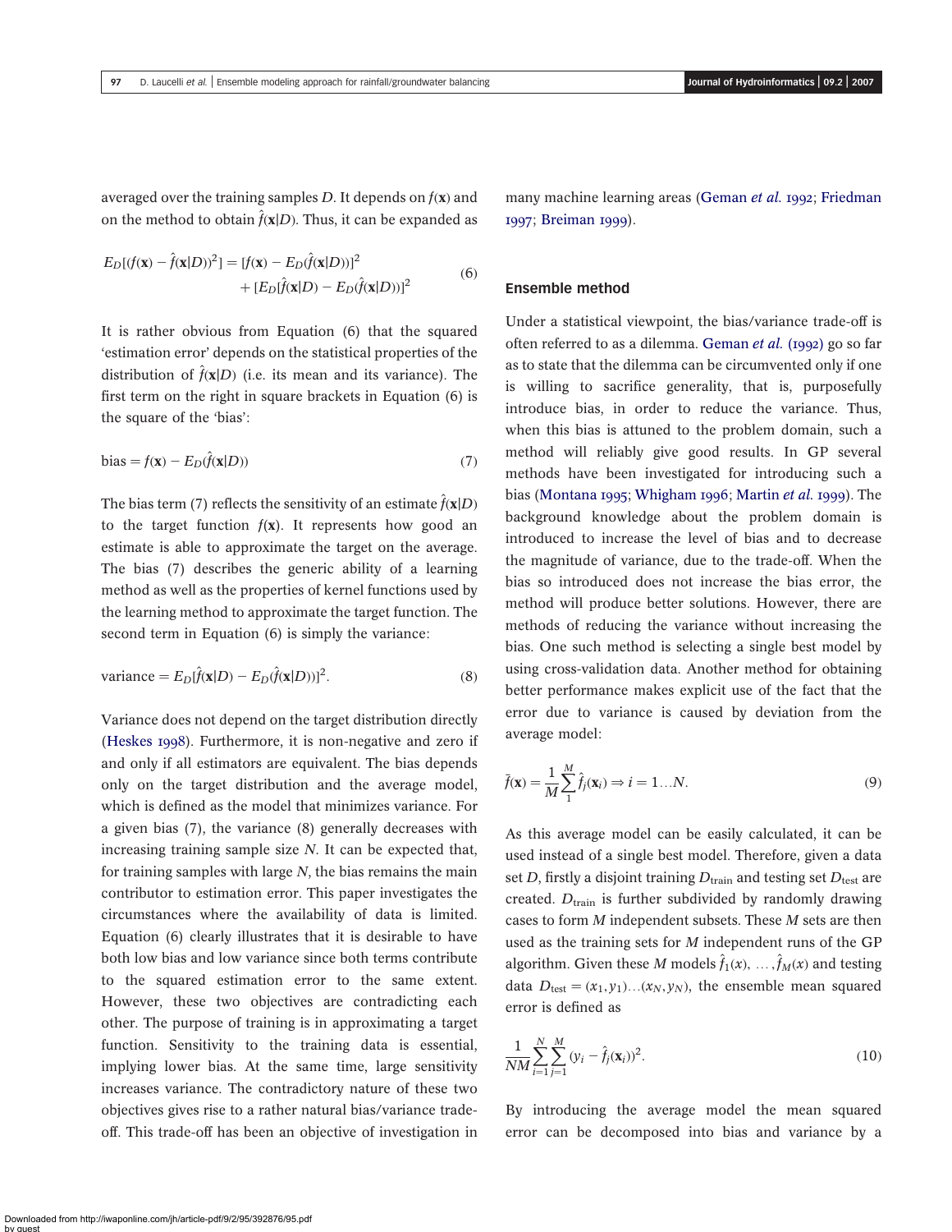averaged over the training samples $D$. It depends on $f(\mathbf{x})$ and on the method to obtain $\hat{f}(\mathbf{x}|D)$. Thus, it can be expanded as

$$E_D[(f(\mathbf{x}) - \hat{f}(\mathbf{x}|D))^2] = [f(\mathbf{x}) - E_D(\hat{f}(\mathbf{x}|D))]^2 + [E_D[\hat{f}(\mathbf{x}|D) - E_D(\hat{f}(\mathbf{x}|D))]^2 \tag{6}$$

It is rather obvious from Equation (6) that the squared 'estimation error' depends on the statistical properties of the distribution of $\hat{f}(\mathbf{x}|D)$ (i.e. its mean and its variance). The first term on the right in square brackets in Equation (6) is the square of the 'bias':

$$\text{bias} = f(\mathbf{x}) - E_D(\hat{f}(\mathbf{x}|D)) \tag{7}$$

The bias term (7) reflects the sensitivity of an estimate $\hat{f}(\mathbf{x}|D)$ to the target function $f(\mathbf{x})$. It represents how good an estimate is able to approximate the target on the average. The bias (7) describes the generic ability of a learning method as well as the properties of kernel functions used by the learning method to approximate the target function. The second term in Equation (6) is simply the variance:

$$\text{variance} = E_D[\hat{f}(\mathbf{x}|D) - E_D(\hat{f}(\mathbf{x}|D))]^2. \tag{8}$$

Variance does not depend on the target distribution directly (Heskes 1998). Furthermore, it is non-negative and zero if and only if all estimators are equivalent. The bias depends only on the target distribution and the average model, which is defined as the model that minimizes variance. For a given bias (7), the variance (8) generally decreases with increasing training sample size $N$. It can be expected that, for training samples with large $N$, the bias remains the main contributor to estimation error. This paper investigates the circumstances where the availability of data is limited. Equation (6) clearly illustrates that it is desirable to have both low bias and low variance since both terms contribute to the squared estimation error to the same extent. However, these two objectives are contradicting each other. The purpose of training is in approximating a target function. Sensitivity to the training data is essential, implying lower bias. At the same time, large sensitivity increases variance. The contradictory nature of these two objectives gives rise to a rather natural bias/variance trade-off. This trade-off has been an objective of investigation in many machine learning areas (Geman *et al.* 1992; Friedman 1997; Breiman 1999).

## Ensemble method

Under a statistical viewpoint, the bias/variance trade-off is often referred to as a dilemma. Geman *et al.* (1992) go so far as to state that the dilemma can be circumvented only if one is willing to sacrifice generality, that is, purposefully introduce bias, in order to reduce the variance. Thus, when this bias is attuned to the problem domain, such a method will reliably give good results. In GP several methods have been investigated for introducing such a bias (Montana 1995; Whigham 1996; Martin *et al.* 1999). The background knowledge about the problem domain is introduced to increase the level of bias and to decrease the magnitude of variance, due to the trade-off. When the bias so introduced does not increase the bias error, the method will produce better solutions. However, there are methods of reducing the variance without increasing the bias. One such method is selecting a single best model by using cross-validation data. Another method for obtaining better performance makes explicit use of the fact that the error due to variance is caused by deviation from the average model:

$$\bar{f}(\mathbf{x}) = \frac{1}{M}\sum_{1}^{M}\hat{f}_j(\mathbf{x}_i) \Rightarrow i = 1\ldots N. \tag{9}$$

As this average model can be easily calculated, it can be used instead of a single best model. Therefore, given a data set $D$, firstly a disjoint training $D_{\text{train}}$ and testing set $D_{\text{test}}$ are created. $D_{\text{train}}$ is further subdivided by randomly drawing cases to form $M$ independent subsets. These $M$ sets are then used as the training sets for $M$ independent runs of the GP algorithm. Given these $M$ models $\hat{f}_1(x), \ldots, \hat{f}_M(x)$ and testing data $D_{\text{test}} = (x_1, y_1)\ldots(x_N, y_N)$, the ensemble mean squared error is defined as

$$\frac{1}{NM}\sum_{i=1}^{N}\sum_{j=1}^{M}(y_i - \hat{f}_j(\mathbf{x}_i))^2. \tag{10}$$

By introducing the average model the mean squared error can be decomposed into bias and variance by a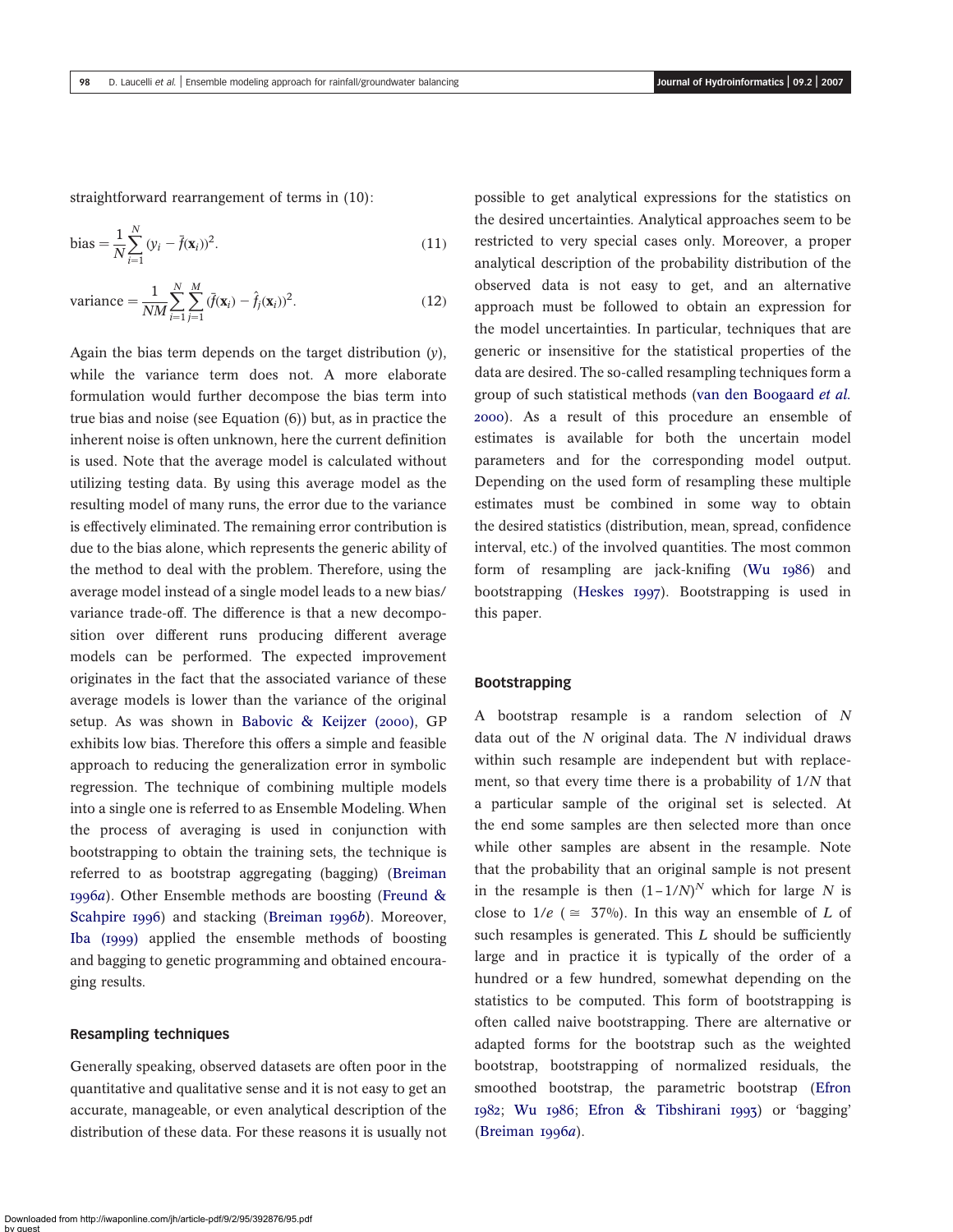straightforward rearrangement of terms in (10):

$$\text{bias} = \frac{1}{N}\sum_{i=1}^{N}(y_i - \bar{f}(\mathbf{x}_i))^2. \tag{11}$$

$$\text{variance} = \frac{1}{NM}\sum_{i=1}^{N}\sum_{j=1}^{M}(\bar{f}(\mathbf{x}_i) - \hat{f}_j(\mathbf{x}_i))^2. \tag{12}$$

Again the bias term depends on the target distribution ($y$), while the variance term does not. A more elaborate formulation would further decompose the bias term into true bias and noise (see Equation (6)) but, as in practice the inherent noise is often unknown, here the current definition is used. Note that the average model is calculated without utilizing testing data. By using this average model as the resulting model of many runs, the error due to the variance is effectively eliminated. The remaining error contribution is due to the bias alone, which represents the generic ability of the method to deal with the problem. Therefore, using the average model instead of a single model leads to a new bias/variance trade-off. The difference is that a new decomposition over different runs producing different average models can be performed. The expected improvement originates in the fact that the associated variance of these average models is lower than the variance of the original setup. As was shown in Babovic & Keijzer (2000), GP exhibits low bias. Therefore this offers a simple and feasible approach to reducing the generalization error in symbolic regression. The technique of combining multiple models into a single one is referred to as Ensemble Modeling. When the process of averaging is used in conjunction with bootstrapping to obtain the training sets, the technique is referred to as bootstrap aggregating (bagging) (Breiman 1996*a*). Other Ensemble methods are boosting (Freund & Scahpire 1996) and stacking (Breiman 1996*b*). Moreover, Iba (1999) applied the ensemble methods of boosting and bagging to genetic programming and obtained encouraging results.

## Resampling techniques

Generally speaking, observed datasets are often poor in the quantitative and qualitative sense and it is not easy to get an accurate, manageable, or even analytical description of the distribution of these data. For these reasons it is usually not possible to get analytical expressions for the statistics on the desired uncertainties. Analytical approaches seem to be restricted to very special cases only. Moreover, a proper analytical description of the probability distribution of the observed data is not easy to get, and an alternative approach must be followed to obtain an expression for the model uncertainties. In particular, techniques that are generic or insensitive for the statistical properties of the data are desired. The so-called resampling techniques form a group of such statistical methods (van den Boogaard *et al.* 2000). As a result of this procedure an ensemble of estimates is available for both the uncertain model parameters and for the corresponding model output. Depending on the used form of resampling these multiple estimates must be combined in some way to obtain the desired statistics (distribution, mean, spread, confidence interval, etc.) of the involved quantities. The most common form of resampling are jack-knifing (Wu 1986) and bootstrapping (Heskes 1997). Bootstrapping is used in this paper.

## Bootstrapping

A bootstrap resample is a random selection of $N$ data out of the $N$ original data. The $N$ individual draws within such resample are independent but with replacement, so that every time there is a probability of $1/N$ that a particular sample of the original set is selected. At the end some samples are then selected more than once while other samples are absent in the resample. Note that the probability that an original sample is not present in the resample is then $(1-1/N)^N$ which for large $N$ is close to $1/e$ ($\cong$ 37%). In this way an ensemble of $L$ of such resamples is generated. This $L$ should be sufficiently large and in practice it is typically of the order of a hundred or a few hundred, somewhat depending on the statistics to be computed. This form of bootstrapping is often called naive bootstrapping. There are alternative or adapted forms for the bootstrap such as the weighted bootstrap, bootstrapping of normalized residuals, the smoothed bootstrap, the parametric bootstrap (Efron 1982; Wu 1986; Efron & Tibshirani 1993) or 'bagging' (Breiman 1996*a*).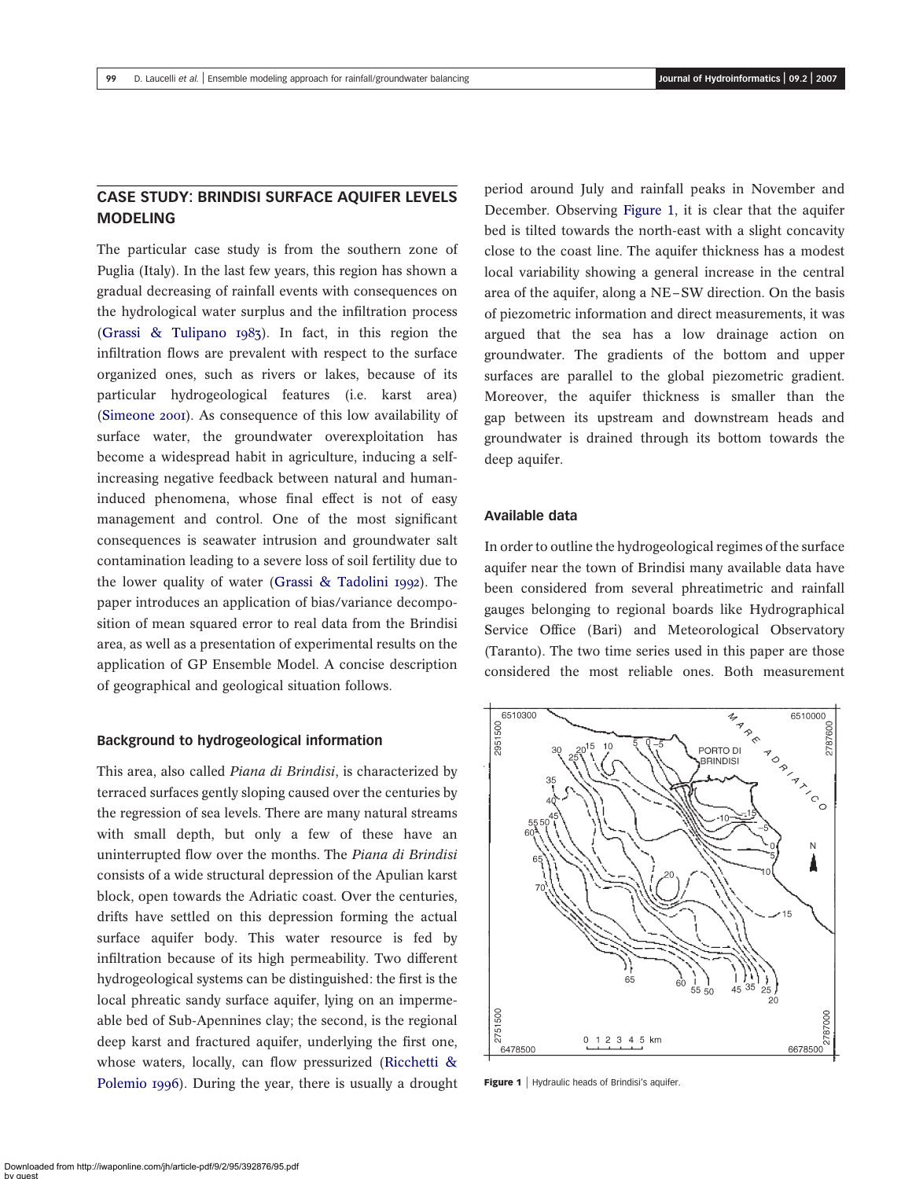## CASE STUDY: BRINDISI SURFACE AQUIFER LEVELS MODELING

The particular case study is from the southern zone of Puglia (Italy). In the last few years, this region has shown a gradual decreasing of rainfall events with consequences on the hydrological water surplus and the infiltration process (Grassi & Tulipano 1983). In fact, in this region the infiltration flows are prevalent with respect to the surface organized ones, such as rivers or lakes, because of its particular hydrogeological features (i.e. karst area) (Simeone 2001). As consequence of this low availability of surface water, the groundwater overexploitation has become a widespread habit in agriculture, inducing a self-increasing negative feedback between natural and human-induced phenomena, whose final effect is not of easy management and control. One of the most significant consequences is seawater intrusion and groundwater salt contamination leading to a severe loss of soil fertility due to the lower quality of water (Grassi & Tadolini 1992). The paper introduces an application of bias/variance decomposition of mean squared error to real data from the Brindisi area, as well as a presentation of experimental results on the application of GP Ensemble Model. A concise description of geographical and geological situation follows.

### Background to hydrogeological information

This area, also called *Piana di Brindisi*, is characterized by terraced surfaces gently sloping caused over the centuries by the regression of sea levels. There are many natural streams with small depth, but only a few of these have an uninterrupted flow over the months. The *Piana di Brindisi* consists of a wide structural depression of the Apulian karst block, open towards the Adriatic coast. Over the centuries, drifts have settled on this depression forming the actual surface aquifer body. This water resource is fed by infiltration because of its high permeability. Two different hydrogeological systems can be distinguished: the first is the local phreatic sandy surface aquifer, lying on an impermeable bed of Sub-Apennines clay; the second, is the regional deep karst and fractured aquifer, underlying the first one, whose waters, locally, can flow pressurized (Ricchetti & Polemio 1996). During the year, there is usually a drought period around July and rainfall peaks in November and December. Observing Figure 1, it is clear that the aquifer bed is tilted towards the north-east with a slight concavity close to the coast line. The aquifer thickness has a modest local variability showing a general increase in the central area of the aquifer, along a NE–SW direction. On the basis of piezometric information and direct measurements, it was argued that the sea has a low drainage action on groundwater. The gradients of the bottom and upper surfaces are parallel to the global piezometric gradient. Moreover, the aquifer thickness is smaller than the gap between its upstream and downstream heads and groundwater is drained through its bottom towards the deep aquifer.

### Available data

In order to outline the hydrogeological regimes of the surface aquifer near the town of Brindisi many available data have been considered from several phreatimetric and rainfall gauges belonging to regional boards like Hydrographical Service Office (Bari) and Meteorological Observatory (Taranto). The two time series used in this paper are those considered the most reliable ones. Both measurement

**Figure 1** | Hydraulic heads of Brindisi's aquifer.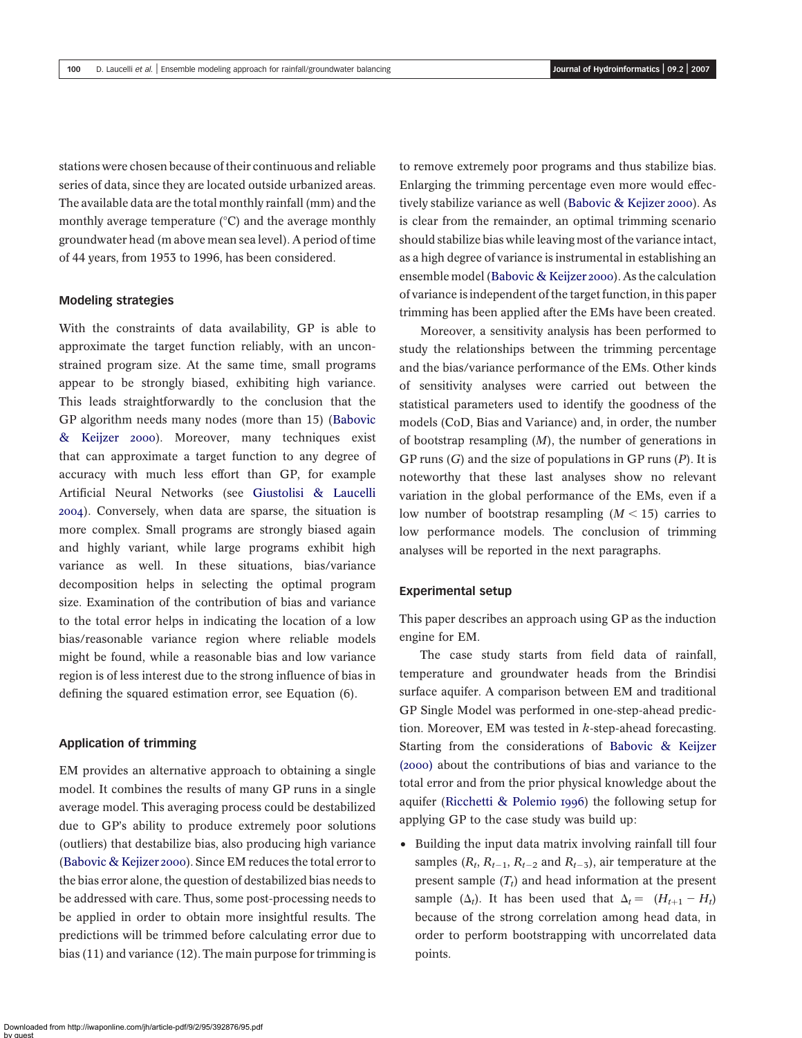stations were chosen because of their continuous and reliable series of data, since they are located outside urbanized areas. The available data are the total monthly rainfall (mm) and the monthly average temperature (°C) and the average monthly groundwater head (m above mean sea level). A period of time of 44 years, from 1953 to 1996, has been considered.

### Modeling strategies

With the constraints of data availability, GP is able to approximate the target function reliably, with an unconstrained program size. At the same time, small programs appear to be strongly biased, exhibiting high variance. This leads straightforwardly to the conclusion that the GP algorithm needs many nodes (more than 15) (Babovic & Keijzer 2000). Moreover, many techniques exist that can approximate a target function to any degree of accuracy with much less effort than GP, for example Artificial Neural Networks (see Giustolisi & Laucelli 2004). Conversely, when data are sparse, the situation is more complex. Small programs are strongly biased again and highly variant, while large programs exhibit high variance as well. In these situations, bias/variance decomposition helps in selecting the optimal program size. Examination of the contribution of bias and variance to the total error helps in indicating the location of a low bias/reasonable variance region where reliable models might be found, while a reasonable bias and low variance region is of less interest due to the strong influence of bias in defining the squared estimation error, see Equation (6).

### Application of trimming

EM provides an alternative approach to obtaining a single model. It combines the results of many GP runs in a single average model. This averaging process could be destabilized due to GP's ability to produce extremely poor solutions (outliers) that destabilize bias, also producing high variance (Babovic & Kejizer 2000). Since EM reduces the total error to the bias error alone, the question of destabilized bias needs to be addressed with care. Thus, some post-processing needs to be applied in order to obtain more insightful results. The predictions will be trimmed before calculating error due to bias (11) and variance (12). The main purpose for trimming is to remove extremely poor programs and thus stabilize bias. Enlarging the trimming percentage even more would effectively stabilize variance as well (Babovic & Kejizer 2000). As is clear from the remainder, an optimal trimming scenario should stabilize bias while leaving most of the variance intact, as a high degree of variance is instrumental in establishing an ensemble model (Babovic & Kejizer 2000). As the calculation of variance is independent of the target function, in this paper trimming has been applied after the EMs have been created.

Moreover, a sensitivity analysis has been performed to study the relationships between the trimming percentage and the bias/variance performance of the EMs. Other kinds of sensitivity analyses were carried out between the statistical parameters used to identify the goodness of the models (CoD, Bias and Variance) and, in order, the number of bootstrap resampling ($M$), the number of generations in GP runs ($G$) and the size of populations in GP runs ($P$). It is noteworthy that these last analyses show no relevant variation in the global performance of the EMs, even if a low number of bootstrap resampling ($M < 15$) carries to low performance models. The conclusion of trimming analyses will be reported in the next paragraphs.

### Experimental setup

This paper describes an approach using GP as the induction engine for EM.

The case study starts from field data of rainfall, temperature and groundwater heads from the Brindisi surface aquifer. A comparison between EM and traditional GP Single Model was performed in one-step-ahead prediction. Moreover, EM was tested in $k$-step-ahead forecasting. Starting from the considerations of Babovic & Keijzer (2000) about the contributions of bias and variance to the total error and from the prior physical knowledge about the aquifer (Ricchetti & Polemio 1996) the following setup for applying GP to the case study was build up:

- Building the input data matrix involving rainfall till four samples ($R_t$, $R_{t-1}$, $R_{t-2}$ and $R_{t-3}$), air temperature at the present sample ($T_t$) and head information at the present sample ($\Delta_t$). It has been used that $\Delta_t = (H_{t+1} - H_t)$ because of the strong correlation among head data, in order to perform bootstrapping with uncorrelated data points.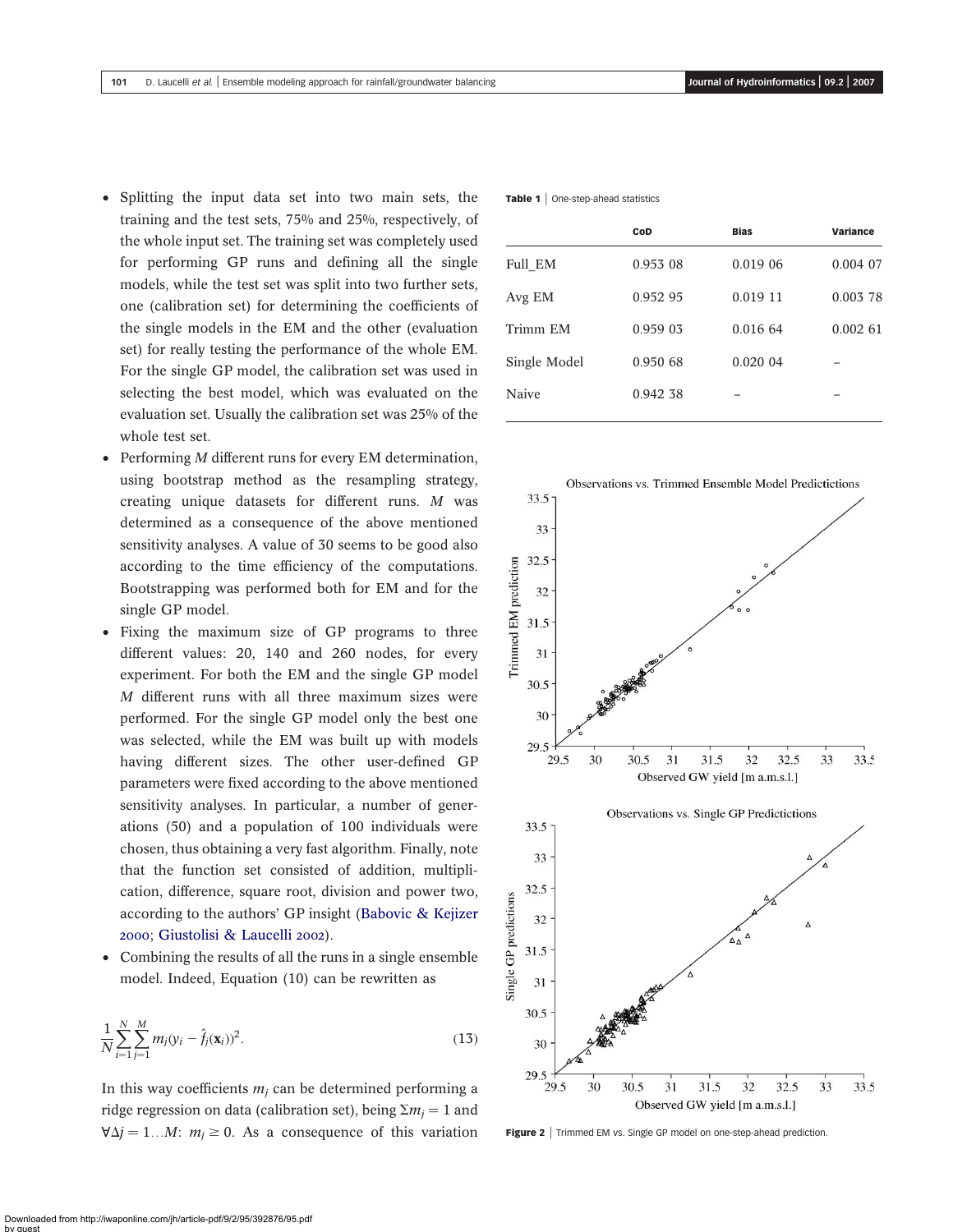- Splitting the input data set into two main sets, the training and the test sets, 75% and 25%, respectively, of the whole input set. The training set was completely used for performing GP runs and defining all the single models, while the test set was split into two further sets, one (calibration set) for determining the coefficients of the single models in the EM and the other (evaluation set) for really testing the performance of the whole EM. For the single GP model, the calibration set was used in selecting the best model, which was evaluated on the evaluation set. Usually the calibration set was 25% of the whole test set.
- Performing $M$ different runs for every EM determination, using bootstrap method as the resampling strategy, creating unique datasets for different runs. $M$ was determined as a consequence of the above mentioned sensitivity analyses. A value of 30 seems to be good also according to the time efficiency of the computations. Bootstrapping was performed both for EM and for the single GP model.
- Fixing the maximum size of GP programs to three different values: 20, 140 and 260 nodes, for every experiment. For both the EM and the single GP model $M$ different runs with all three maximum sizes were performed. For the single GP model only the best one was selected, while the EM was built up with models having different sizes. The other user-defined GP parameters were fixed according to the above mentioned sensitivity analyses. In particular, a number of generations (50) and a population of 100 individuals were chosen, thus obtaining a very fast algorithm. Finally, note that the function set consisted of addition, multiplication, difference, square root, division and power two, according to the authors' GP insight (Babovic & Kejizer 2000; Giustolisi & Laucelli 2002).
- Combining the results of all the runs in a single ensemble model. Indeed, Equation (10) can be rewritten as

$$\frac{1}{N}\sum_{i=1}^{N}\sum_{j=1}^{M} m_j (y_i - \hat{f}_j(\mathbf{x}_i))^2. \tag{13}$$

In this way coefficients $m_j$ can be determined performing a ridge regression on data (calibration set), being $\Sigma m_j = 1$ and $\forall \Delta j = 1 \ldots M$: $m_j \geq 0$. As a consequence of this variation

**Table 1** | One-step-ahead statistics

| | CoD | Bias | Variance |
|---|---|---|---|
| Full_EM | 0.953 08 | 0.019 06 | 0.004 07 |
| Avg EM | 0.952 95 | 0.019 11 | 0.003 78 |
| Trimm EM | 0.959 03 | 0.016 64 | 0.002 61 |
| Single Model | 0.950 68 | 0.020 04 | – |
| Naive | 0.942 38 | – | – |

**Figure 2** | Trimmed EM vs. Single GP model on one-step-ahead prediction.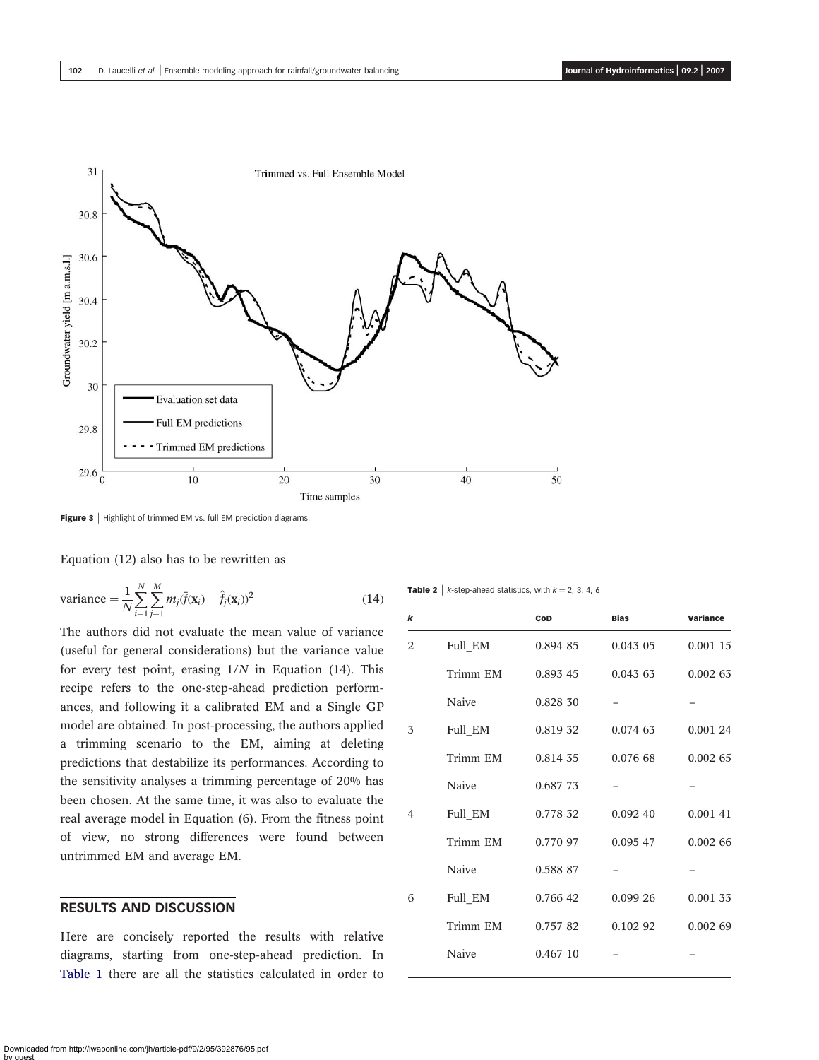Figure 3 | Highlight of trimmed EM vs. full EM prediction diagrams.

Equation (12) also has to be rewritten as

$$\text{variance} = \frac{1}{N}\sum_{i=1}^{N}\sum_{j=1}^{M} m_j(\bar{f}(\mathbf{x}_i) - \hat{f}_j(\mathbf{x}_i))^2 \tag{14}$$

The authors did not evaluate the mean value of variance (useful for general considerations) but the variance value for every test point, erasing $1/N$ in Equation (14). This recipe refers to the one-step-ahead prediction performances, and following it a calibrated EM and a Single GP model are obtained. In post-processing, the authors applied a trimming scenario to the EM, aiming at deleting predictions that destabilize its performances. According to the sensitivity analyses a trimming percentage of 20% has been chosen. At the same time, it was also to evaluate the real average model in Equation (6). From the fitness point of view, no strong differences were found between untrimmed EM and average EM.

## RESULTS AND DISCUSSION

Here are concisely reported the results with relative diagrams, starting from one-step-ahead prediction. In Table 1 there are all the statistics calculated in order to

**Table 2** | $k$-step-ahead statistics, with $k = 2, 3, 4, 6$

| $k$ | | CoD | Bias | Variance |
|---|---|---|---|---|
| 2 | Full_EM | 0.894 85 | 0.043 05 | 0.001 15 |
| | Trimm EM | 0.893 45 | 0.043 63 | 0.002 63 |
| | Naive | 0.828 30 | – | – |
| 3 | Full_EM | 0.819 32 | 0.074 63 | 0.001 24 |
| | Trimm EM | 0.814 35 | 0.076 68 | 0.002 65 |
| | Naive | 0.687 73 | – | – |
| 4 | Full_EM | 0.778 32 | 0.092 40 | 0.001 41 |
| | Trimm EM | 0.770 97 | 0.095 47 | 0.002 66 |
| | Naive | 0.588 87 | – | – |
| 6 | Full_EM | 0.766 42 | 0.099 26 | 0.001 33 |
| | Trimm EM | 0.757 82 | 0.102 92 | 0.002 69 |
| | Naive | 0.467 10 | – | – |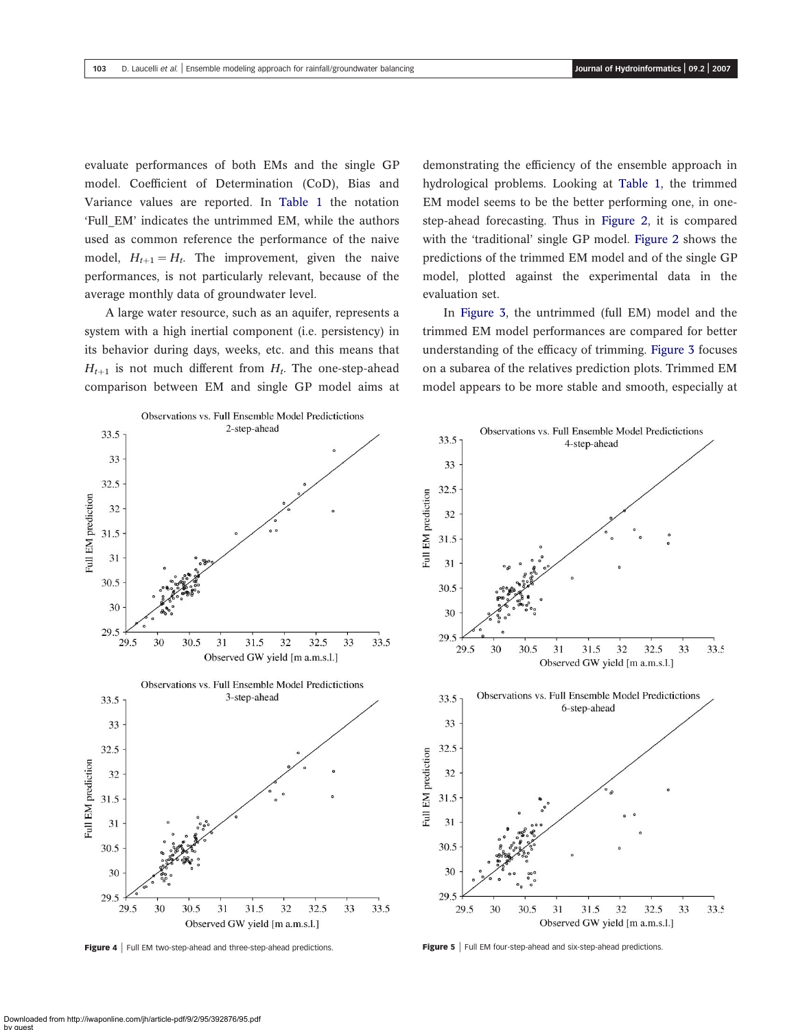evaluate performances of both EMs and the single GP model. Coefficient of Determination (CoD), Bias and Variance values are reported. In Table 1 the notation 'Full_EM' indicates the untrimmed EM, while the authors used as common reference the performance of the naive model, $H_{t+1} = H_t$. The improvement, given the naive performances, is not particularly relevant, because of the average monthly data of groundwater level.

A large water resource, such as an aquifer, represents a system with a high inertial component (i.e. persistency) in its behavior during days, weeks, etc. and this means that $H_{t+1}$ is not much different from $H_t$. The one-step-ahead comparison between EM and single GP model aims at demonstrating the efficiency of the ensemble approach in hydrological problems. Looking at Table 1, the trimmed EM model seems to be the better performing one, in one-step-ahead forecasting. Thus in Figure 2, it is compared with the 'traditional' single GP model. Figure 2 shows the predictions of the trimmed EM model and of the single GP model, plotted against the experimental data in the evaluation set.

In Figure 3, the untrimmed (full EM) model and the trimmed EM model performances are compared for better understanding of the efficacy of trimming. Figure 3 focuses on a subarea of the relatives prediction plots. Trimmed EM model appears to be more stable and smooth, especially at

**Figure 4** | Full EM two-step-ahead and three-step-ahead predictions.

**Figure 5** | Full EM four-step-ahead and six-step-ahead predictions.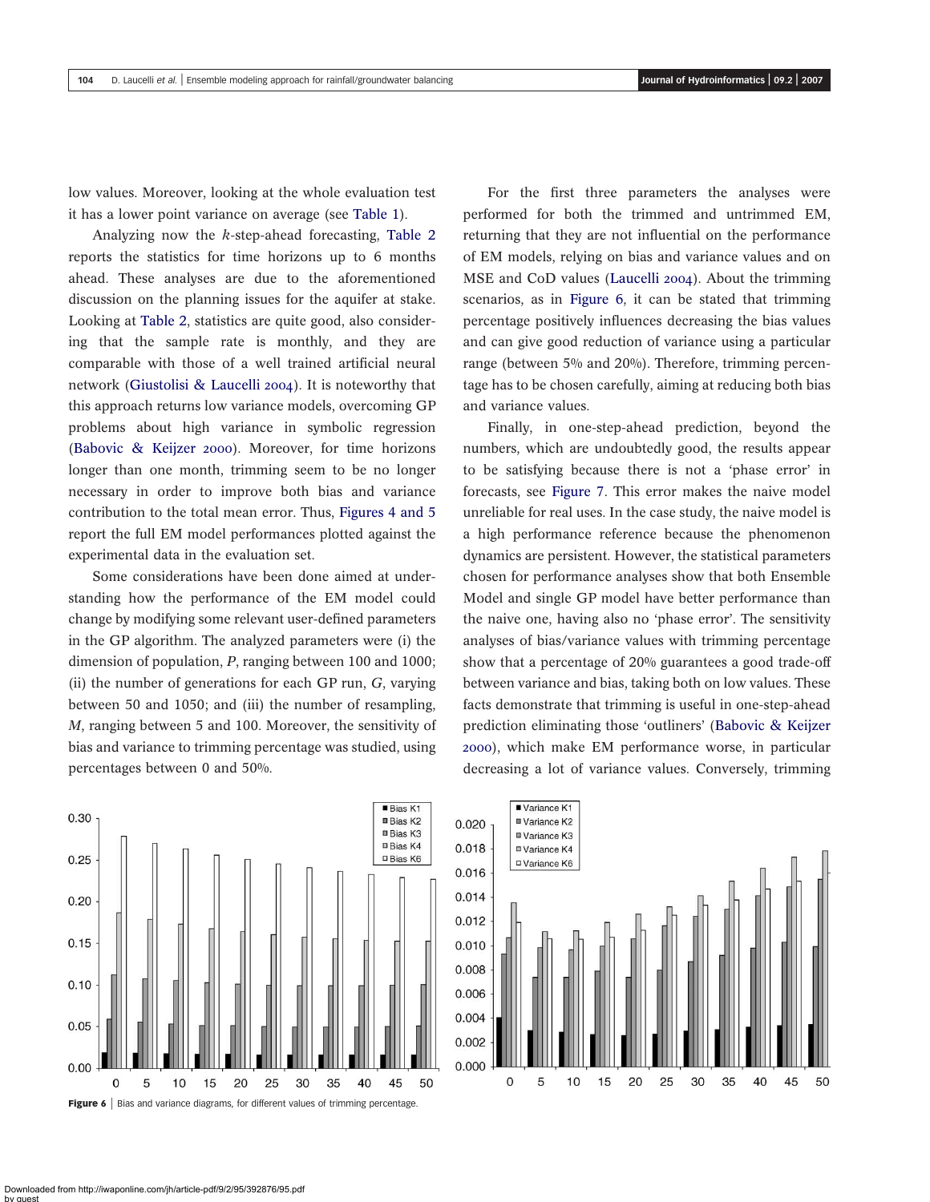low values. Moreover, looking at the whole evaluation test it has a lower point variance on average (see Table 1).

Analyzing now the $k$-step-ahead forecasting, Table 2 reports the statistics for time horizons up to 6 months ahead. These analyses are due to the aforementioned discussion on the planning issues for the aquifer at stake. Looking at Table 2, statistics are quite good, also considering that the sample rate is monthly, and they are comparable with those of a well trained artificial neural network (Giustolisi & Laucelli 2004). It is noteworthy that this approach returns low variance models, overcoming GP problems about high variance in symbolic regression (Babovic & Keijzer 2000). Moreover, for time horizons longer than one month, trimming seem to be no longer necessary in order to improve both bias and variance contribution to the total mean error. Thus, Figures 4 and 5 report the full EM model performances plotted against the experimental data in the evaluation set.

Some considerations have been done aimed at understanding how the performance of the EM model could change by modifying some relevant user-defined parameters in the GP algorithm. The analyzed parameters were (i) the dimension of population, $P$, ranging between 100 and 1000; (ii) the number of generations for each GP run, $G$, varying between 50 and 1050; and (iii) the number of resampling, $M$, ranging between 5 and 100. Moreover, the sensitivity of bias and variance to trimming percentage was studied, using percentages between 0 and 50%.

For the first three parameters the analyses were performed for both the trimmed and untrimmed EM, returning that they are not influential on the performance of EM models, relying on bias and variance values and on MSE and CoD values (Laucelli 2004). About the trimming scenarios, as in Figure 6, it can be stated that trimming percentage positively influences decreasing the bias values and can give good reduction of variance using a particular range (between 5% and 20%). Therefore, trimming percentage has to be chosen carefully, aiming at reducing both bias and variance values.

Finally, in one-step-ahead prediction, beyond the numbers, which are undoubtedly good, the results appear to be satisfying because there is not a 'phase error' in forecasts, see Figure 7. This error makes the naive model unreliable for real uses. In the case study, the naive model is a high performance reference because the phenomenon dynamics are persistent. However, the statistical parameters chosen for performance analyses show that both Ensemble Model and single GP model have better performance than the naive one, having also no 'phase error'. The sensitivity analyses of bias/variance values with trimming percentage show that a percentage of 20% guarantees a good trade-off between variance and bias, taking both on low values. These facts demonstrate that trimming is useful in one-step-ahead prediction eliminating those 'outliers' (Babovic & Keijzer 2000), which make EM performance worse, in particular decreasing a lot of variance values. Conversely, trimming

**Figure 6** | Bias and variance diagrams, for different values of trimming percentage.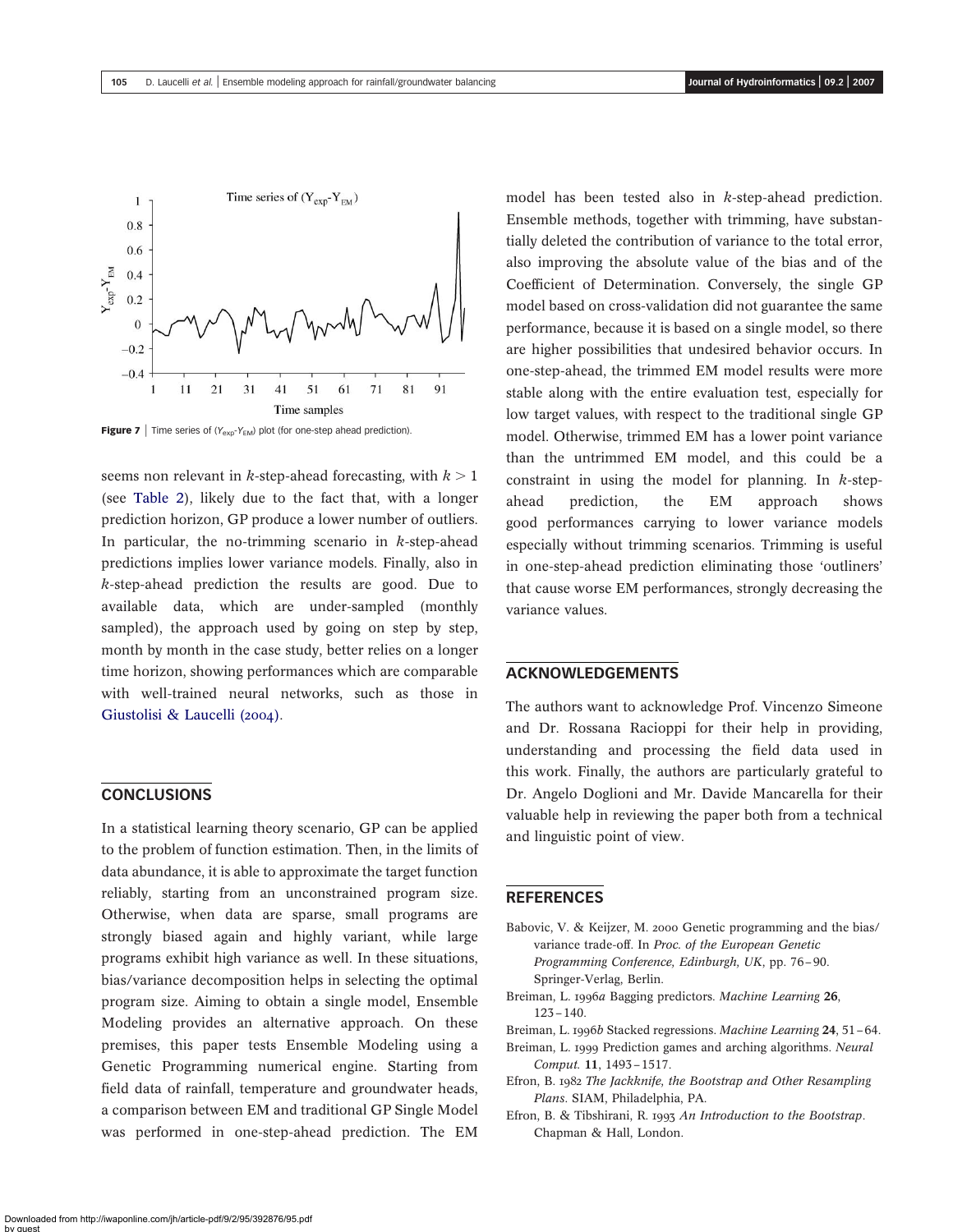Figure 7 | Time series of ($Y_{exp}$-$Y_{EM}$) plot (for one-step ahead prediction).

seems non relevant in $k$-step-ahead forecasting, with $k > 1$ (see Table 2), likely due to the fact that, with a longer prediction horizon, GP produce a lower number of outliers. In particular, the no-trimming scenario in $k$-step-ahead predictions implies lower variance models. Finally, also in $k$-step-ahead prediction the results are good. Due to available data, which are under-sampled (monthly sampled), the approach used by going on step by step, month by month in the case study, better relies on a longer time horizon, showing performances which are comparable with well-trained neural networks, such as those in Giustolisi & Laucelli (2004).

## CONCLUSIONS

In a statistical learning theory scenario, GP can be applied to the problem of function estimation. Then, in the limits of data abundance, it is able to approximate the target function reliably, starting from an unconstrained program size. Otherwise, when data are sparse, small programs are strongly biased again and highly variant, while large programs exhibit high variance as well. In these situations, bias/variance decomposition helps in selecting the optimal program size. Aiming to obtain a single model, Ensemble Modeling provides an alternative approach. On these premises, this paper tests Ensemble Modeling using a Genetic Programming numerical engine. Starting from field data of rainfall, temperature and groundwater heads, a comparison between EM and traditional GP Single Model was performed in one-step-ahead prediction. The EM model has been tested also in $k$-step-ahead prediction. Ensemble methods, together with trimming, have substantially deleted the contribution of variance to the total error, also improving the absolute value of the bias and of the Coefficient of Determination. Conversely, the single GP model based on cross-validation did not guarantee the same performance, because it is based on a single model, so there are higher possibilities that undesired behavior occurs. In one-step-ahead, the trimmed EM model results were more stable along with the entire evaluation test, especially for low target values, with respect to the traditional single GP model. Otherwise, trimmed EM has a lower point variance than the untrimmed EM model, and this could be a constraint in using the model for planning. In $k$-step-ahead prediction, the EM approach shows good performances carrying to lower variance models especially without trimming scenarios. Trimming is useful in one-step-ahead prediction eliminating those 'outliners' that cause worse EM performances, strongly decreasing the variance values.

## ACKNOWLEDGEMENTS

The authors want to acknowledge Prof. Vincenzo Simeone and Dr. Rossana Racioppi for their help in providing, understanding and processing the field data used in this work. Finally, the authors are particularly grateful to Dr. Angelo Doglioni and Mr. Davide Mancarella for their valuable help in reviewing the paper both from a technical and linguistic point of view.

## REFERENCES

Babovic, V. & Keijzer, M. 2000 Genetic programming and the bias/variance trade-off. In *Proc. of the European Genetic Programming Conference, Edinburgh, UK*, pp. 76–90. Springer-Verlag, Berlin.

Breiman, L. 1996*a* Bagging predictors. *Machine Learning* **26**, 123–140.

Breiman, L. 1996*b* Stacked regressions. *Machine Learning* **24**, 51–64.

Breiman, L. 1999 Prediction games and arching algorithms. *Neural Comput.* **11**, 1493–1517.

Efron, B. 1982 *The Jackknife, the Bootstrap and Other Resampling Plans*. SIAM, Philadelphia, PA.

Efron, B. & Tibshirani, R. 1993 *An Introduction to the Bootstrap*. Chapman & Hall, London.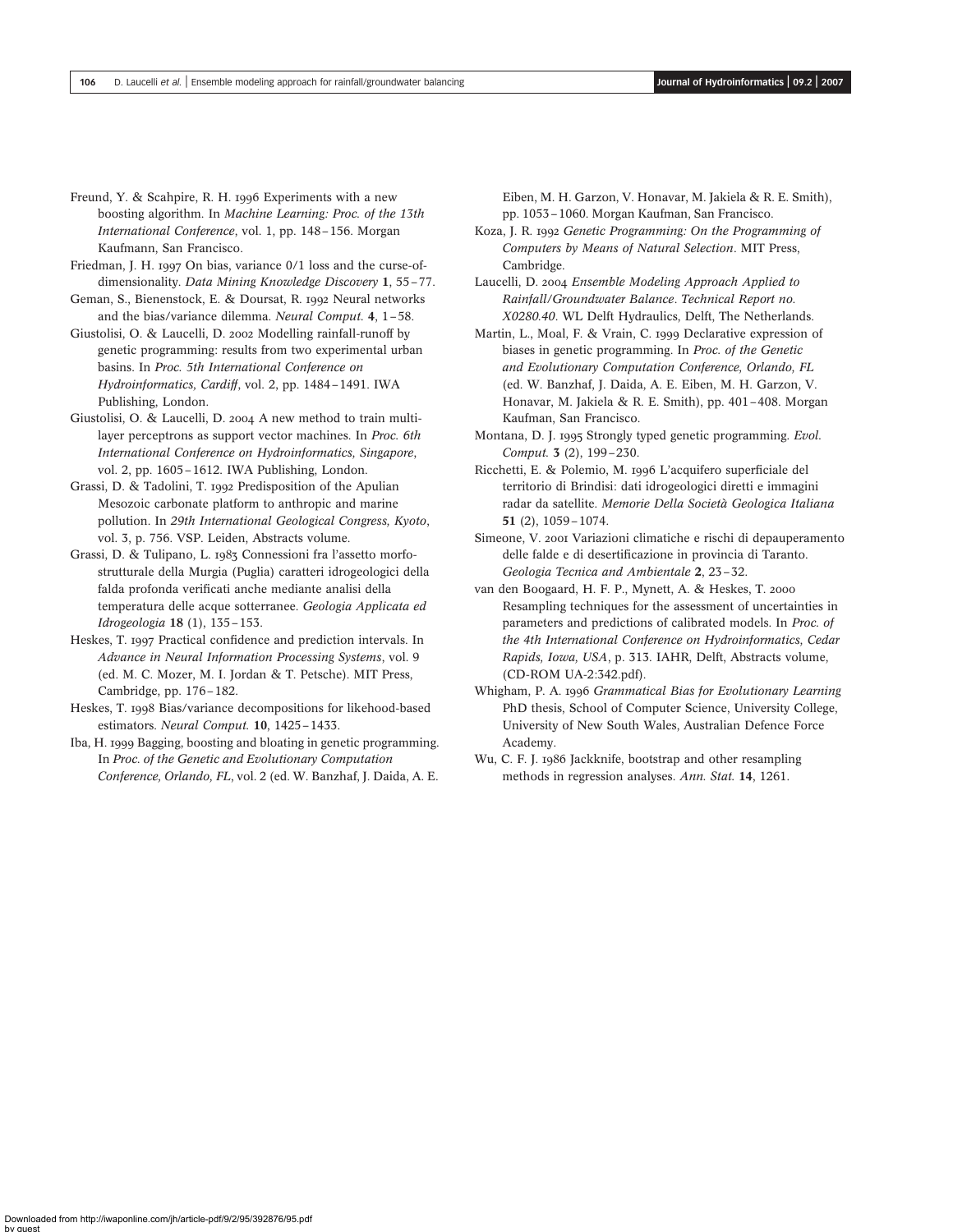Freund, Y. & Scahpire, R. H. 1996 Experiments with a new boosting algorithm. In *Machine Learning: Proc. of the 13th International Conference*, vol. 1, pp. 148–156. Morgan Kaufmann, San Francisco.

Friedman, J. H. 1997 On bias, variance 0/1 loss and the curse-of-dimensionality. *Data Mining Knowledge Discovery* **1**, 55–77.

Geman, S., Bienenstock, E. & Doursat, R. 1992 Neural networks and the bias/variance dilemma. *Neural Comput.* **4**, 1–58.

Giustolisi, O. & Laucelli, D. 2002 Modelling rainfall-runoff by genetic programming: results from two experimental urban basins. In *Proc. 5th International Conference on Hydroinformatics, Cardiff*, vol. 2, pp. 1484–1491. IWA Publishing, London.

Giustolisi, O. & Laucelli, D. 2004 A new method to train multi-layer perceptrons as support vector machines. In *Proc. 6th International Conference on Hydroinformatics, Singapore*, vol. 2, pp. 1605–1612. IWA Publishing, London.

Grassi, D. & Tadolini, T. 1992 Predisposition of the Apulian Mesozoic carbonate platform to anthropic and marine pollution. In *29th International Geological Congress, Kyoto*, vol. 3, p. 756. VSP. Leiden, Abstracts volume.

Grassi, D. & Tulipano, L. 1983 Connessioni fra l'assetto morfo-strutturale della Murgia (Puglia) caratteri idrogeologici della falda profonda verificati anche mediante analisi della temperatura delle acque sotterranee. *Geologia Applicata ed Idrogeologia* **18** (1), 135–153.

Heskes, T. 1997 Practical confidence and prediction intervals. In *Advance in Neural Information Processing Systems*, vol. 9 (ed. M. C. Mozer, M. I. Jordan & T. Petsche). MIT Press, Cambridge, pp. 176–182.

Heskes, T. 1998 Bias/variance decompositions for likehood-based estimators. *Neural Comput.* **10**, 1425–1433.

Iba, H. 1999 Bagging, boosting and bloating in genetic programming. In *Proc. of the Genetic and Evolutionary Computation Conference, Orlando, FL*, vol. 2 (ed. W. Banzhaf, J. Daida, A. E. Eiben, M. H. Garzon, V. Honavar, M. Jakiela & R. E. Smith), pp. 1053–1060. Morgan Kaufman, San Francisco.

Koza, J. R. 1992 *Genetic Programming: On the Programming of Computers by Means of Natural Selection*. MIT Press, Cambridge.

Laucelli, D. 2004 *Ensemble Modeling Approach Applied to Rainfall/Groundwater Balance*. *Technical Report no. X0280.40*. WL Delft Hydraulics, Delft, The Netherlands.

Martin, L., Moal, F. & Vrain, C. 1999 Declarative expression of biases in genetic programming. In *Proc. of the Genetic and Evolutionary Computation Conference, Orlando, FL* (ed. W. Banzhaf, J. Daida, A. E. Eiben, M. H. Garzon, V. Honavar, M. Jakiela & R. E. Smith), pp. 401–408. Morgan Kaufman, San Francisco.

Montana, D. J. 1995 Strongly typed genetic programming. *Evol. Comput.* **3** (2), 199–230.

Ricchetti, E. & Polemio, M. 1996 L'acquifero superficiale del territorio di Brindisi: dati idrogeologici diretti e immagini radar da satellite. *Memorie Della Società Geologica Italiana* **51** (2), 1059–1074.

Simeone, V. 2001 Variazioni climatiche e rischi di depauperamento delle falde e di desertificazione in provincia di Taranto. *Geologia Tecnica and Ambientale* **2**, 23–32.

van den Boogaard, H. F. P., Mynett, A. & Heskes, T. 2000 Resampling techniques for the assessment of uncertainties in parameters and predictions of calibrated models. In *Proc. of the 4th International Conference on Hydroinformatics, Cedar Rapids, Iowa, USA*, p. 313. IAHR, Delft, Abstracts volume, (CD-ROM UA-2:342.pdf).

Whigham, P. A. 1996 *Grammatical Bias for Evolutionary Learning* PhD thesis, School of Computer Science, University College, University of New South Wales, Australian Defence Force Academy.

Wu, C. F. J. 1986 Jackknife, bootstrap and other resampling methods in regression analyses. *Ann. Stat.* **14**, 1261.